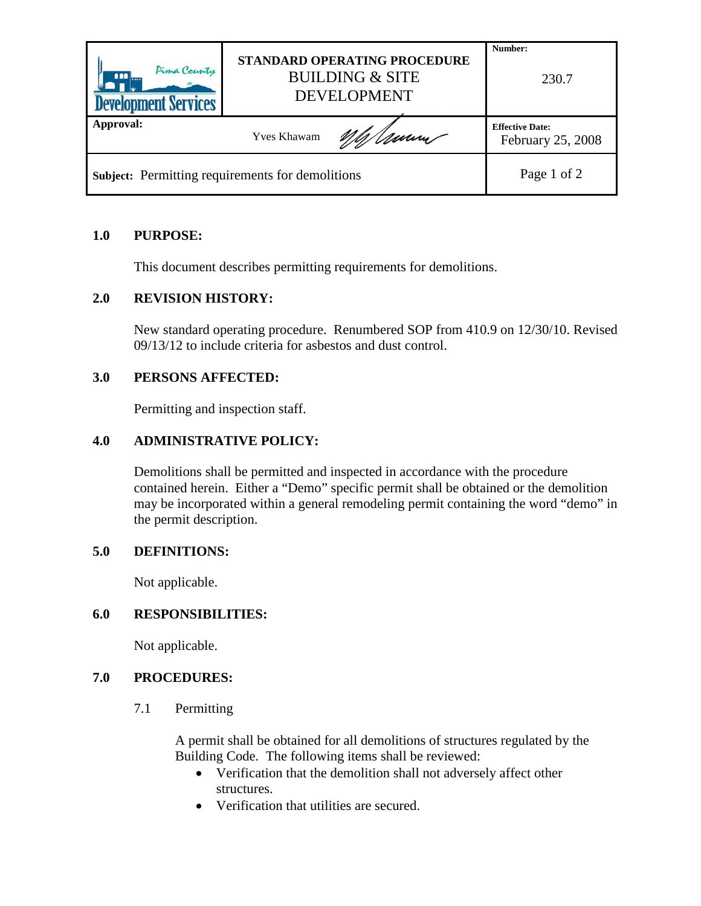| Pima County Development Services | STANDARD OPERATING PROCEDURE<br>BUILDING & SITE DEVELOPMENT | Number:<br>230.7 |
|---|---|---|
| Approval: | Yves Khawam | Effective Date:<br>February 25, 2008 |
| Subject: Permitting requirements for demolitions | | |

## 1.0 PURPOSE:

This document describes permitting requirements for demolitions.

## 2.0 REVISION HISTORY:

New standard operating procedure. Renumbered SOP from 410.9 on 12/30/10. Revised 09/13/12 to include criteria for asbestos and dust control.

## 3.0 PERSONS AFFECTED:

Permitting and inspection staff.

## 4.0 ADMINISTRATIVE POLICY:

Demolitions shall be permitted and inspected in accordance with the procedure contained herein. Either a "Demo" specific permit shall be obtained or the demolition may be incorporated within a general remodeling permit containing the word "demo" in the permit description.

## 5.0 DEFINITIONS:

Not applicable.

## 6.0 RESPONSIBILITIES:

Not applicable.

## 7.0 PROCEDURES:

### 7.1 Permitting

A permit shall be obtained for all demolitions of structures regulated by the Building Code. The following items shall be reviewed:

- Verification that the demolition shall not adversely affect other structures.
- Verification that utilities are secured.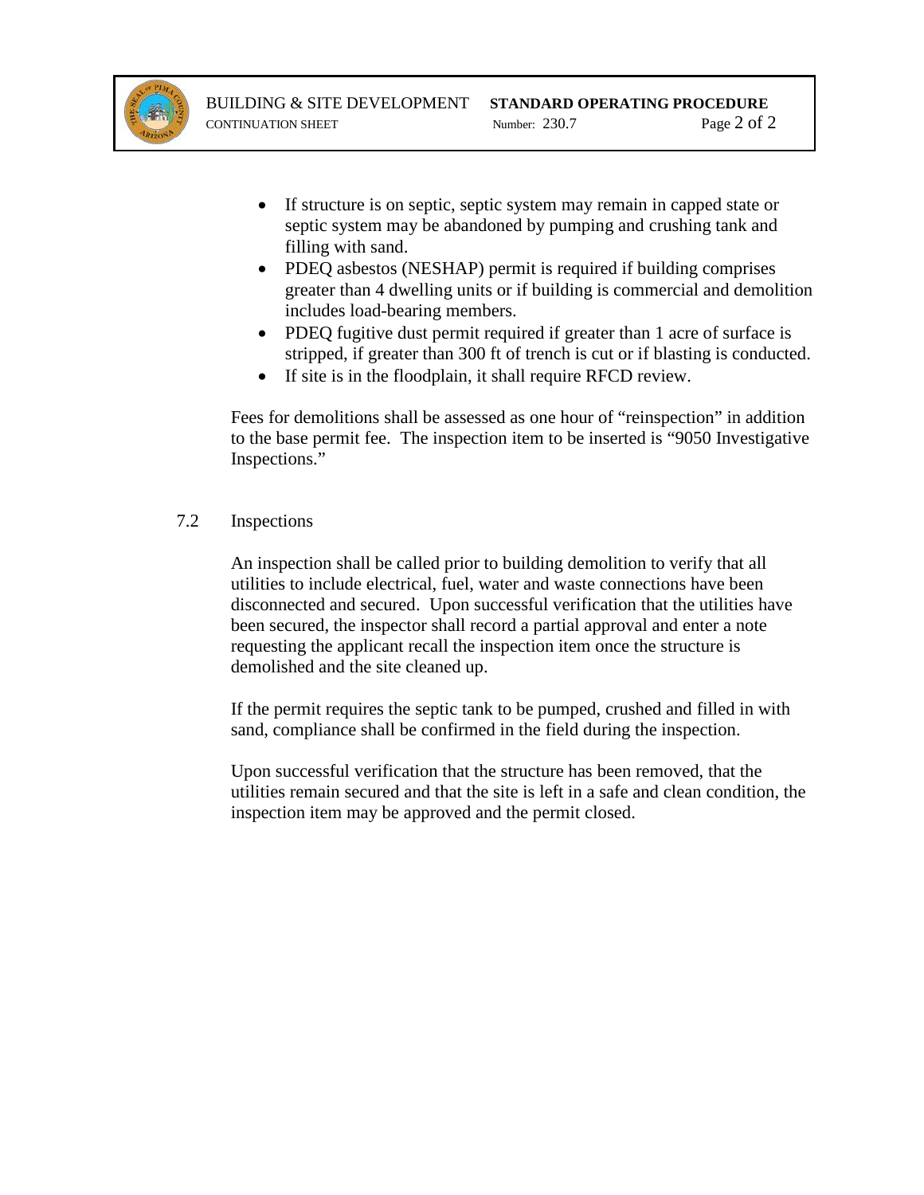- If structure is on septic, septic system may remain in capped state or septic system may be abandoned by pumping and crushing tank and filling with sand.
- PDEQ asbestos (NESHAP) permit is required if building comprises greater than 4 dwelling units or if building is commercial and demolition includes load-bearing members.
- PDEQ fugitive dust permit required if greater than 1 acre of surface is stripped, if greater than 300 ft of trench is cut or if blasting is conducted.
- If site is in the floodplain, it shall require RFCD review.

Fees for demolitions shall be assessed as one hour of "reinspection" in addition to the base permit fee. The inspection item to be inserted is "9050 Investigative Inspections."

7.2 Inspections

An inspection shall be called prior to building demolition to verify that all utilities to include electrical, fuel, water and waste connections have been disconnected and secured. Upon successful verification that the utilities have been secured, the inspector shall record a partial approval and enter a note requesting the applicant recall the inspection item once the structure is demolished and the site cleaned up.

If the permit requires the septic tank to be pumped, crushed and filled in with sand, compliance shall be confirmed in the field during the inspection.

Upon successful verification that the structure has been removed, that the utilities remain secured and that the site is left in a safe and clean condition, the inspection item may be approved and the permit closed.